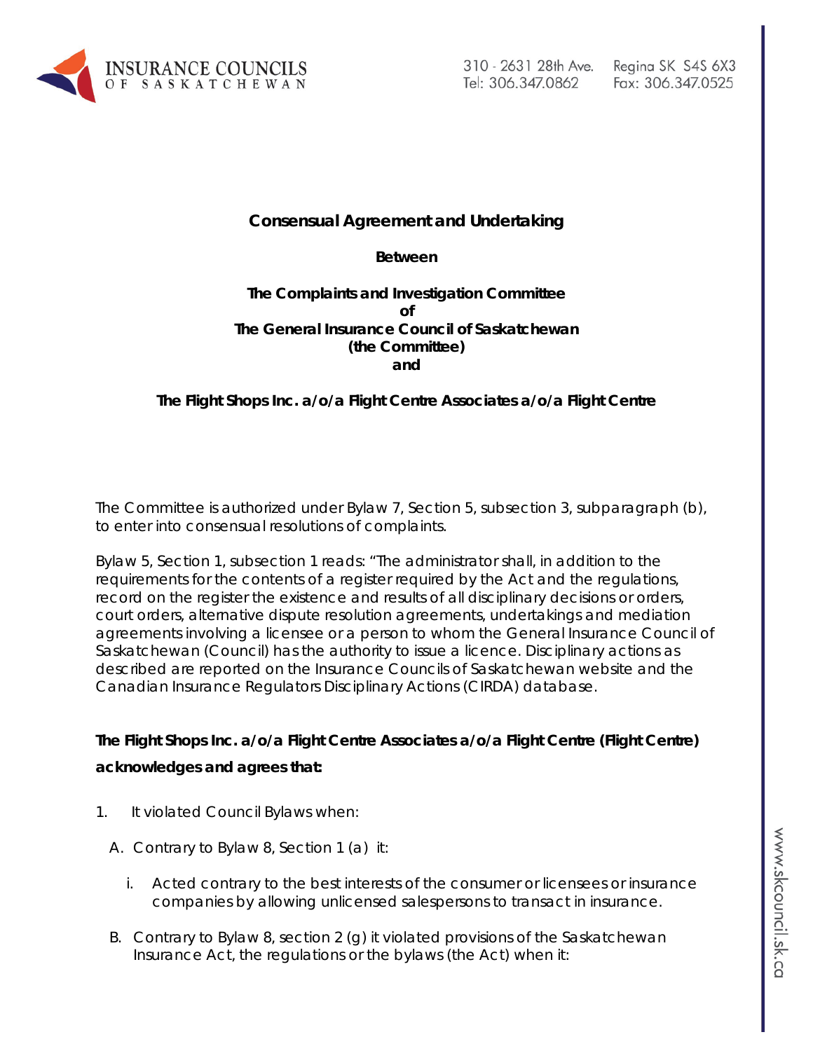**Consensual Agreement and Undertaking**

**Between**

**The Complaints and Investigation Committee**
**of**
**The General Insurance Council of Saskatchewan**
**(the Committee)**
**and**

**The Flight Shops Inc. a/o/a Flight Centre Associates a/o/a Flight Centre**

The Committee is authorized under Bylaw 7, Section 5, subsection 3, subparagraph (b), to enter into consensual resolutions of complaints.

Bylaw 5, Section 1, subsection 1 reads: "The administrator shall, in addition to the requirements for the contents of a register required by the Act and the regulations, record on the register the existence and results of all disciplinary decisions or orders, court orders, alternative dispute resolution agreements, undertakings and mediation agreements involving a licensee or a person to whom the General Insurance Council of Saskatchewan (Council) has the authority to issue a licence. Disciplinary actions as described are reported on the Insurance Councils of Saskatchewan website and the Canadian Insurance Regulators Disciplinary Actions (CIRDA) database.

**The Flight Shops Inc. a/o/a Flight Centre Associates a/o/a Flight Centre (Flight Centre) acknowledges and agrees that:**

1. It violated Council Bylaws when:

   A. Contrary to Bylaw 8, Section 1 (a) it:

      i. Acted contrary to the best interests of the consumer or licensees or insurance companies by allowing unlicensed salespersons to transact in insurance.

   B. Contrary to Bylaw 8, section 2 (g) it violated provisions of the Saskatchewan Insurance Act, the regulations or the bylaws (the Act) when it: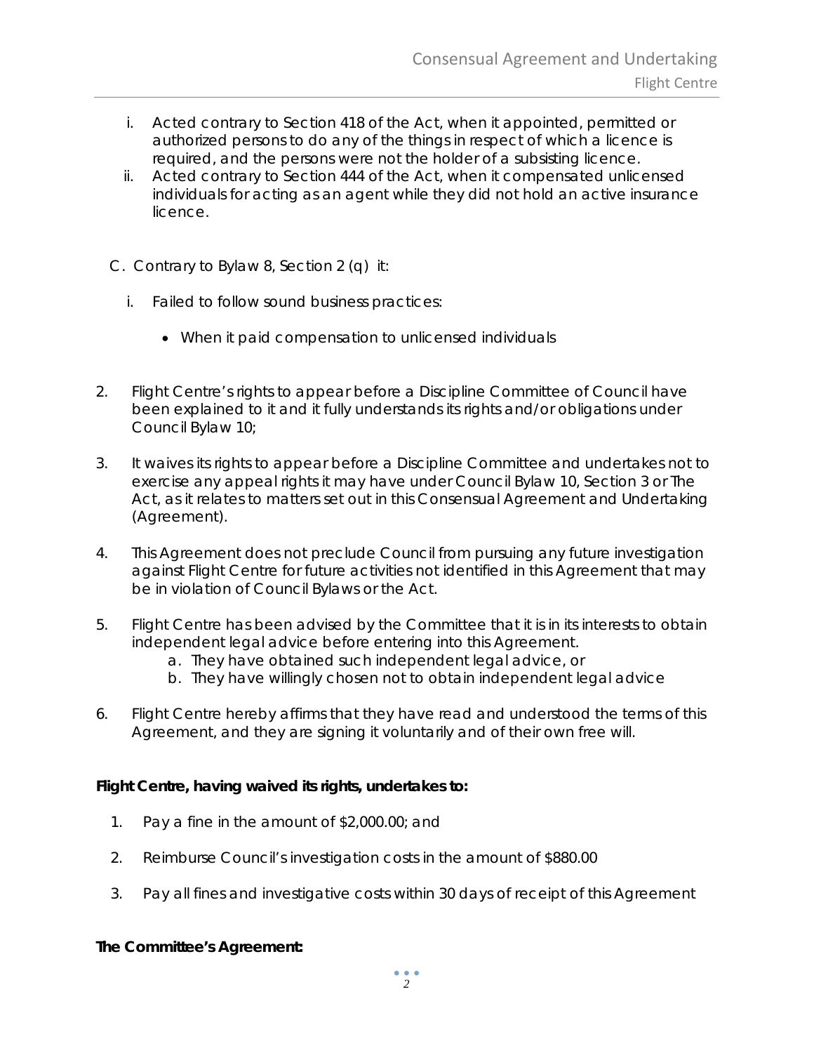i. Acted contrary to Section 418 of the Act, when it appointed, permitted or authorized persons to do any of the things in respect of which a licence is required, and the persons were not the holder of a subsisting licence.
   ii. Acted contrary to Section 444 of the Act, when it compensated unlicensed individuals for acting as an agent while they did not hold an active insurance licence.

C. Contrary to Bylaw 8, Section 2 (q) it:

   i. Failed to follow sound business practices:

      - When it paid compensation to unlicensed individuals

2. Flight Centre's rights to appear before a Discipline Committee of Council have been explained to it and it fully understands its rights and/or obligations under Council Bylaw 10;

3. It waives its rights to appear before a Discipline Committee and undertakes not to exercise any appeal rights it may have under Council Bylaw 10, Section 3 or The Act, as it relates to matters set out in this Consensual Agreement and Undertaking (Agreement).

4. This Agreement does not preclude Council from pursuing any future investigation against Flight Centre for future activities not identified in this Agreement that may be in violation of Council Bylaws or the Act.

5. Flight Centre has been advised by the Committee that it is in its interests to obtain independent legal advice before entering into this Agreement.
   a. They have obtained such independent legal advice, or
   b. They have willingly chosen not to obtain independent legal advice

6. Flight Centre hereby affirms that they have read and understood the terms of this Agreement, and they are signing it voluntarily and of their own free will.

**Flight Centre, having waived its rights, undertakes to:**

1. Pay a fine in the amount of $2,000.00; and

2. Reimburse Council's investigation costs in the amount of $880.00

3. Pay all fines and investigative costs within 30 days of receipt of this Agreement

**The Committee's Agreement:**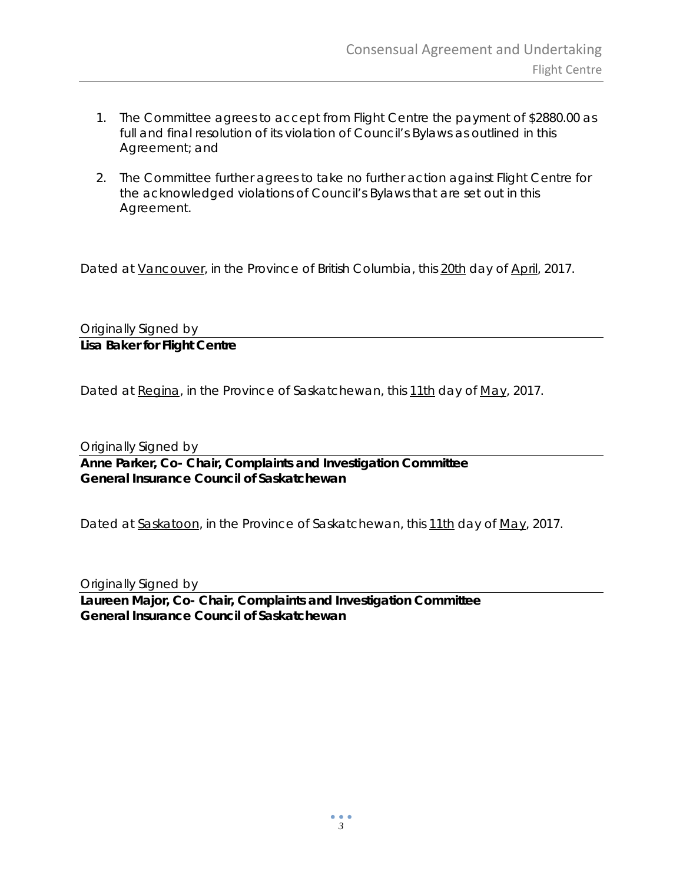1. The Committee agrees to accept from Flight Centre the payment of $2880.00 as full and final resolution of its violation of Council's Bylaws as outlined in this Agreement; and

2. The Committee further agrees to take no further action against Flight Centre for the acknowledged violations of Council's Bylaws that are set out in this Agreement.

Dated at Vancouver, in the Province of British Columbia, this 20th day of April, 2017.

Originally Signed by

**Lisa Baker for Flight Centre**

Dated at Regina, in the Province of Saskatchewan, this 11th day of May, 2017.

Originally Signed by

**Anne Parker, Co- Chair, Complaints and Investigation Committee**
**General Insurance Council of Saskatchewan**

Dated at Saskatoon, in the Province of Saskatchewan, this 11th day of May, 2017.

Originally Signed by

**Laureen Major, Co- Chair, Complaints and Investigation Committee**
**General Insurance Council of Saskatchewan**